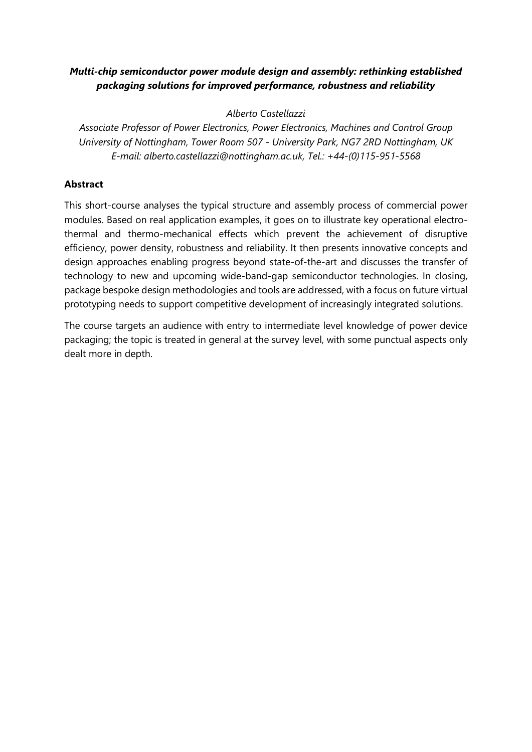# *Multi-chip semiconductor power module design and assembly: rethinking established packaging solutions for improved performance, robustness and reliability*

*Alberto Castellazzi*

*Associate Professor of Power Electronics, Power Electronics, Machines and Control Group*
*University of Nottingham, Tower Room 507 - University Park, NG7 2RD Nottingham, UK*
*E-mail: alberto.castellazzi@nottingham.ac.uk, Tel.: +44-(0)115-951-5568*

## Abstract

This short-course analyses the typical structure and assembly process of commercial power modules. Based on real application examples, it goes on to illustrate key operational electro-thermal and thermo-mechanical effects which prevent the achievement of disruptive efficiency, power density, robustness and reliability. It then presents innovative concepts and design approaches enabling progress beyond state-of-the-art and discusses the transfer of technology to new and upcoming wide-band-gap semiconductor technologies. In closing, package bespoke design methodologies and tools are addressed, with a focus on future virtual prototyping needs to support competitive development of increasingly integrated solutions.

The course targets an audience with entry to intermediate level knowledge of power device packaging; the topic is treated in general at the survey level, with some punctual aspects only dealt more in depth.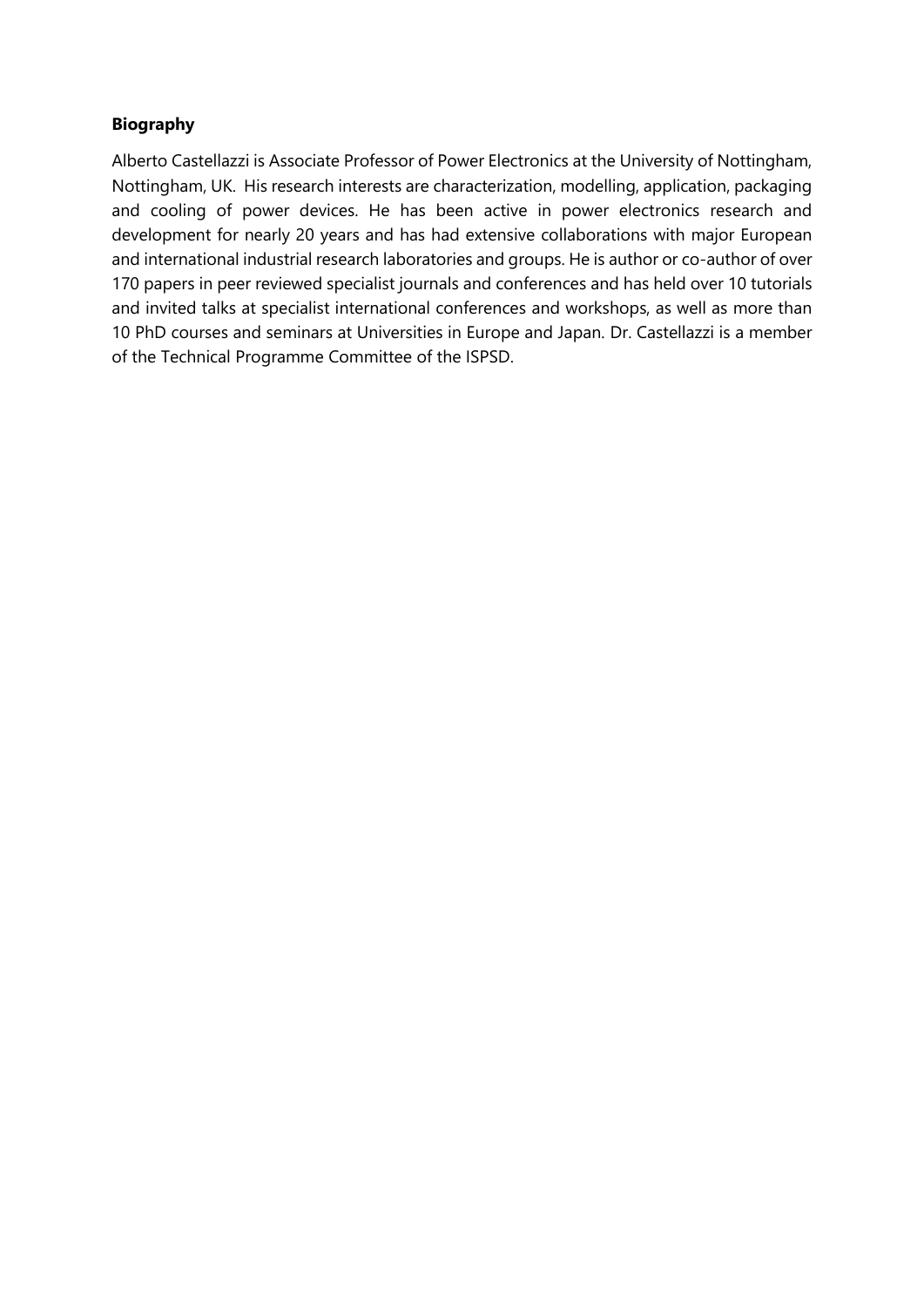**Biography**

Alberto Castellazzi is Associate Professor of Power Electronics at the University of Nottingham, Nottingham, UK. His research interests are characterization, modelling, application, packaging and cooling of power devices. He has been active in power electronics research and development for nearly 20 years and has had extensive collaborations with major European and international industrial research laboratories and groups. He is author or co-author of over 170 papers in peer reviewed specialist journals and conferences and has held over 10 tutorials and invited talks at specialist international conferences and workshops, as well as more than 10 PhD courses and seminars at Universities in Europe and Japan. Dr. Castellazzi is a member of the Technical Programme Committee of the ISPSD.